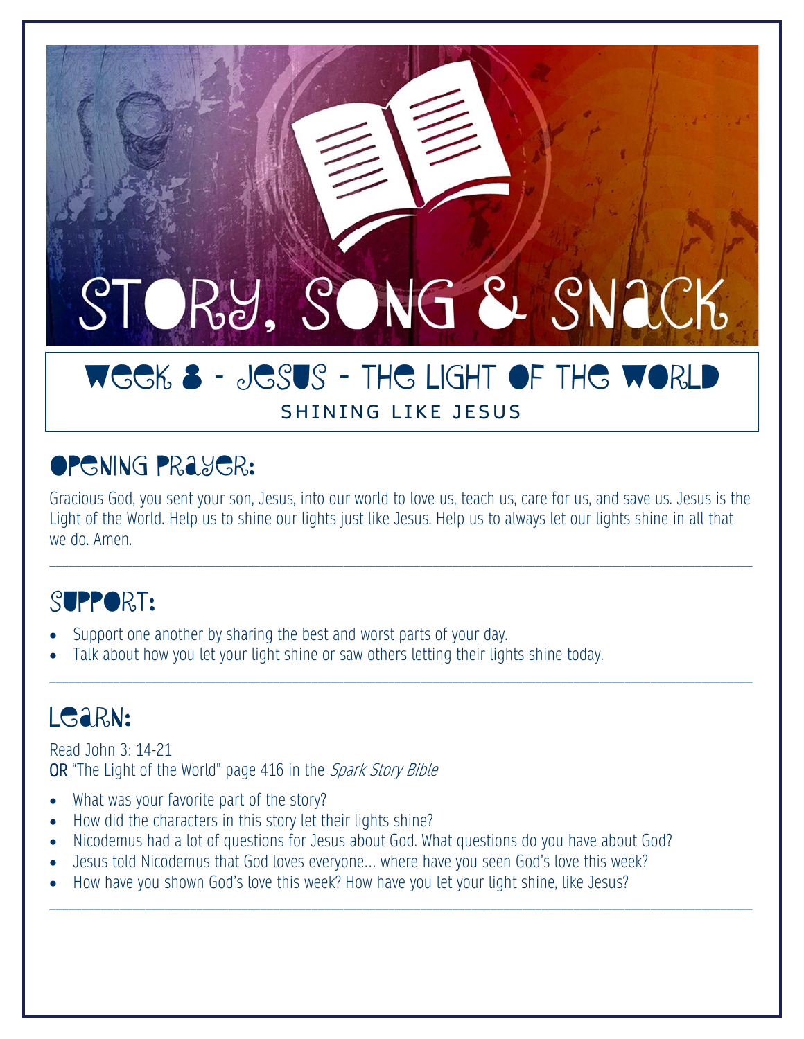# Story, Song & Snack

## Week 8 - Jesus - The Light of the World

SHINING LIKE JESUS

## Opening Prayer:

Gracious God, you sent your son, Jesus, into our world to love us, teach us, care for us, and save us. Jesus is the Light of the World. Help us to shine our lights just like Jesus. Help us to always let our lights shine in all that we do. Amen.

---

## Support:

- Support one another by sharing the best and worst parts of your day.
- Talk about how you let your light shine or saw others letting their lights shine today.

---

## Learn:

Read John 3: 14-21
**OR** "The Light of the World" page 416 in the *Spark Story Bible*

- What was your favorite part of the story?
- How did the characters in this story let their lights shine?
- Nicodemus had a lot of questions for Jesus about God. What questions do you have about God?
- Jesus told Nicodemus that God loves everyone… where have you seen God's love this week?
- How have you shown God's love this week? How have you let your light shine, like Jesus?

---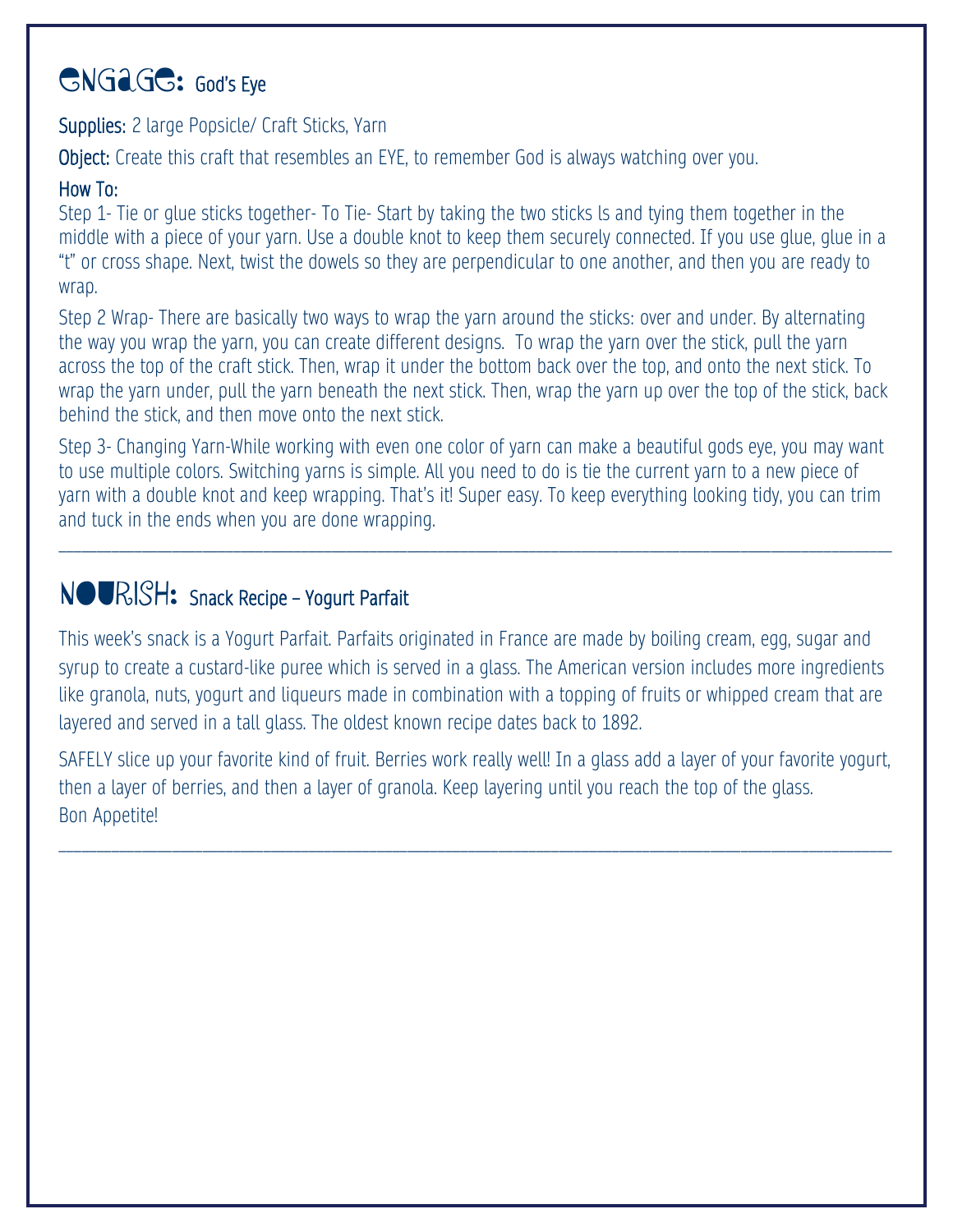## ENGAGE: God's Eye

**Supplies:** 2 large Popsicle/ Craft Sticks, Yarn

**Object:** Create this craft that resembles an EYE, to remember God is always watching over you.

**How To:**

Step 1- Tie or glue sticks together- To Tie- Start by taking the two sticks ls and tying them together in the middle with a piece of your yarn. Use a double knot to keep them securely connected. If you use glue, glue in a "t" or cross shape. Next, twist the dowels so they are perpendicular to one another, and then you are ready to wrap.

Step 2 Wrap- There are basically two ways to wrap the yarn around the sticks: over and under. By alternating the way you wrap the yarn, you can create different designs. To wrap the yarn over the stick, pull the yarn across the top of the craft stick. Then, wrap it under the bottom back over the top, and onto the next stick. To wrap the yarn under, pull the yarn beneath the next stick. Then, wrap the yarn up over the top of the stick, back behind the stick, and then move onto the next stick.

Step 3- Changing Yarn-While working with even one color of yarn can make a beautiful gods eye, you may want to use multiple colors. Switching yarns is simple. All you need to do is tie the current yarn to a new piece of yarn with a double knot and keep wrapping. That's it! Super easy. To keep everything looking tidy, you can trim and tuck in the ends when you are done wrapping.

---

## NOURISH: Snack Recipe – Yogurt Parfait

This week's snack is a Yogurt Parfait. Parfaits originated in France are made by boiling cream, egg, sugar and syrup to create a custard-like puree which is served in a glass. The American version includes more ingredients like granola, nuts, yogurt and liqueurs made in combination with a topping of fruits or whipped cream that are layered and served in a tall glass. The oldest known recipe dates back to 1892.

SAFELY slice up your favorite kind of fruit. Berries work really well! In a glass add a layer of your favorite yogurt, then a layer of berries, and then a layer of granola. Keep layering until you reach the top of the glass.
Bon Appetite!

---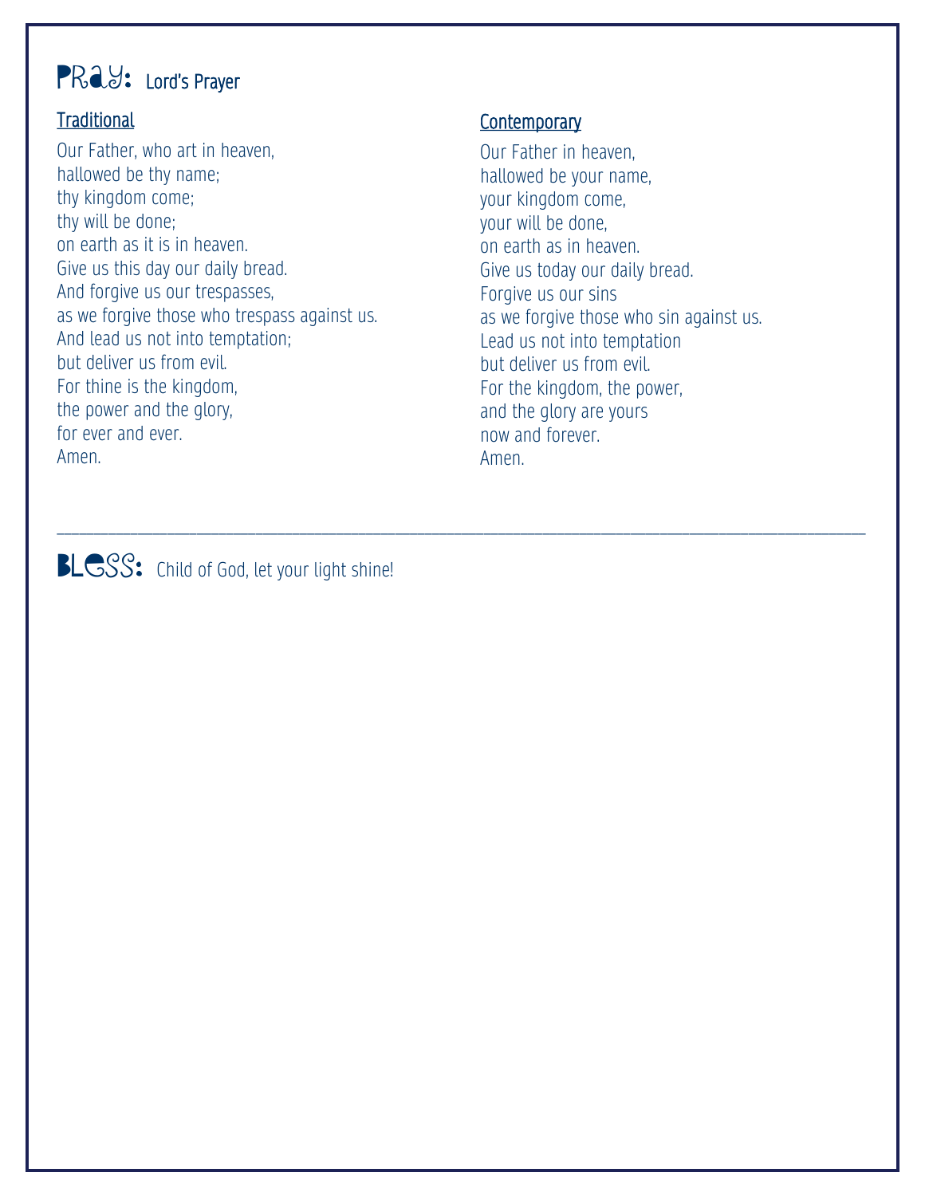## Pray: Lord's Prayer

**Traditional**

Our Father, who art in heaven,
hallowed be thy name;
thy kingdom come;
thy will be done;
on earth as it is in heaven.
Give us this day our daily bread.
And forgive us our trespasses,
as we forgive those who trespass against us.
And lead us not into temptation;
but deliver us from evil.
For thine is the kingdom,
the power and the glory,
for ever and ever.
Amen.

**Contemporary**

Our Father in heaven,
hallowed be your name,
your kingdom come,
your will be done,
on earth as in heaven.
Give us today our daily bread.
Forgive us our sins
as we forgive those who sin against us.
Lead us not into temptation
but deliver us from evil.
For the kingdom, the power,
and the glory are yours
now and forever.
Amen.

---

## Bless: Child of God, let your light shine!